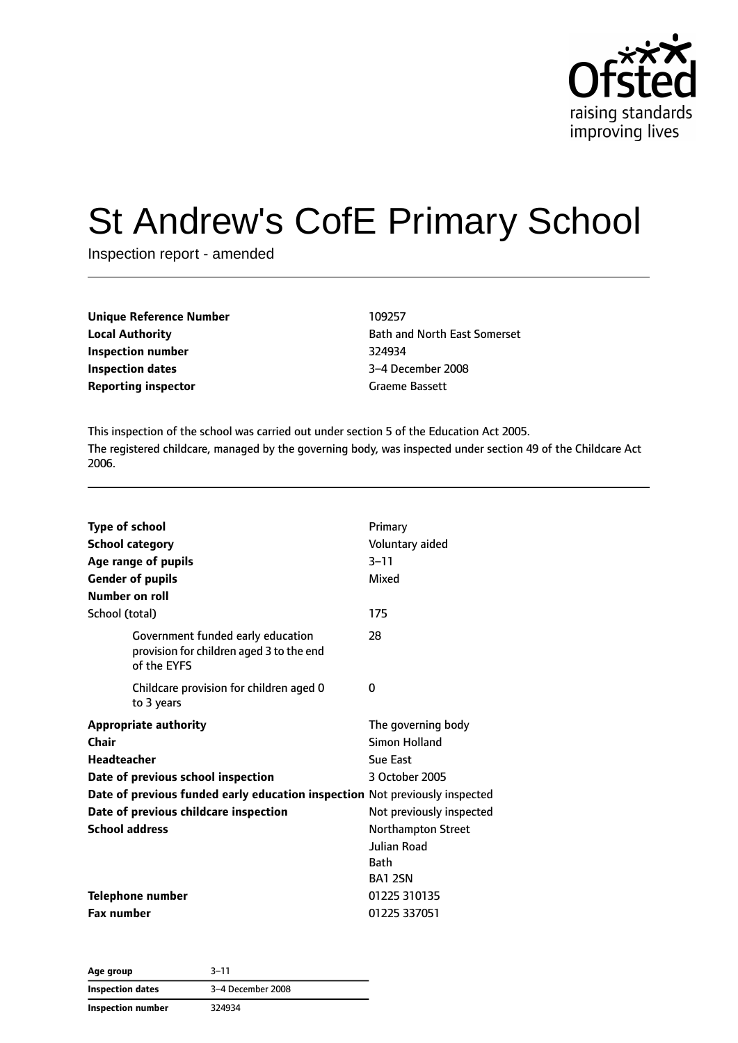# St Andrew's CofE Primary School

Inspection report - amended

| | |
|---|---|
| **Unique Reference Number** | 109257 |
| **Local Authority** | Bath and North East Somerset |
| **Inspection number** | 324934 |
| **Inspection dates** | 3–4 December 2008 |
| **Reporting inspector** | Graeme Bassett |

This inspection of the school was carried out under section 5 of the Education Act 2005.

The registered childcare, managed by the governing body, was inspected under section 49 of the Childcare Act 2006.

| | |
|---|---|
| **Type of school** | Primary |
| **School category** | Voluntary aided |
| **Age range of pupils** | 3–11 |
| **Gender of pupils** | Mixed |
| **Number on roll** | |
| School (total) | 175 |
| Government funded early education provision for children aged 3 to the end of the EYFS | 28 |
| Childcare provision for children aged 0 to 3 years | 0 |
| **Appropriate authority** | The governing body |
| **Chair** | Simon Holland |
| **Headteacher** | Sue East |
| **Date of previous school inspection** | 3 October 2005 |
| **Date of previous funded early education inspection** | Not previously inspected |
| **Date of previous childcare inspection** | Not previously inspected |
| **School address** | Northampton Street<br>Julian Road<br>Bath<br>BA1 2SN |
| **Telephone number** | 01225 310135 |
| **Fax number** | 01225 337051 |

| | |
|---|---|
| **Age group** | 3–11 |
| **Inspection dates** | 3–4 December 2008 |
| **Inspection number** | 324934 |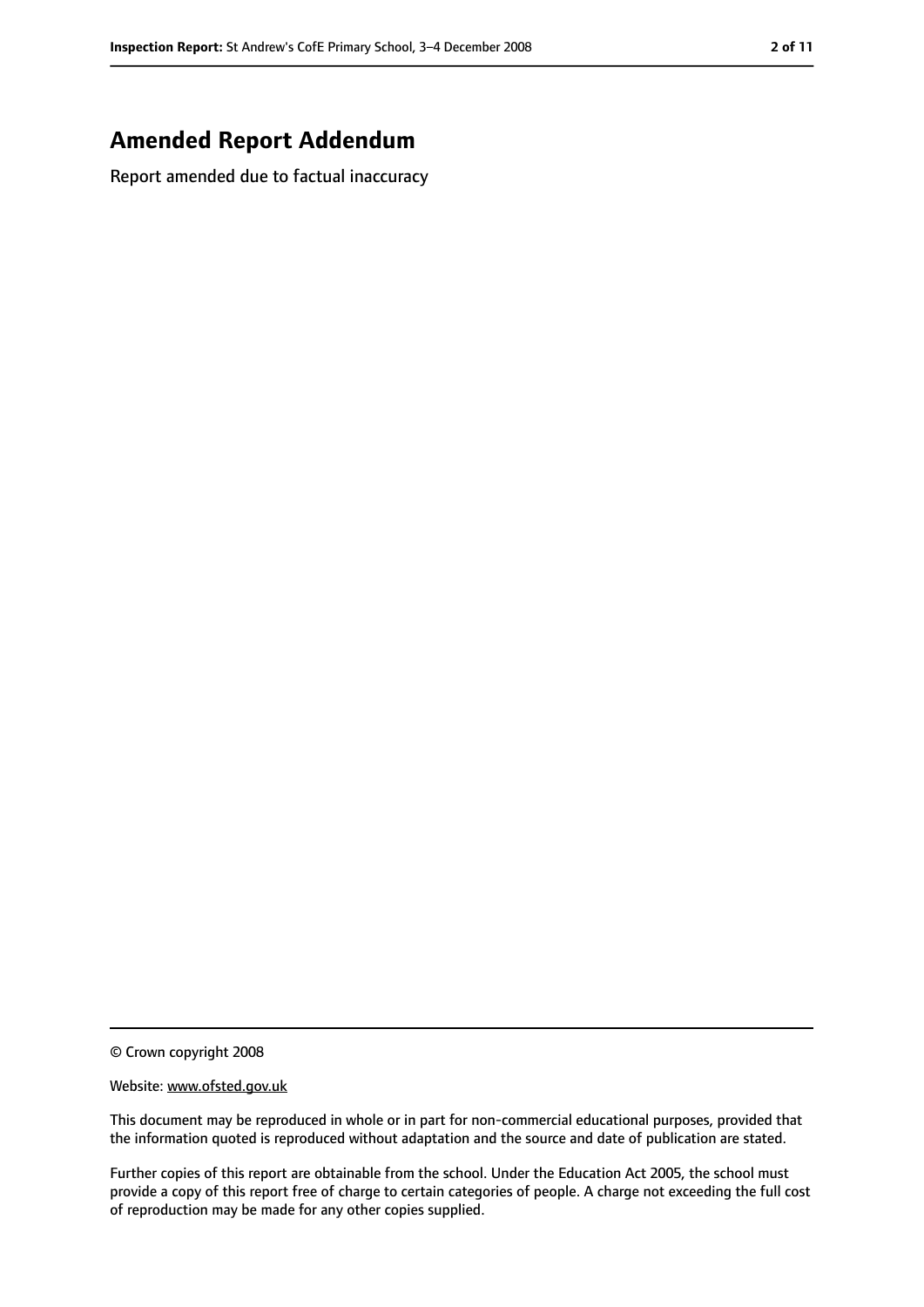# Amended Report Addendum

Report amended due to factual inaccuracy

© Crown copyright 2008

Website: www.ofsted.gov.uk

This document may be reproduced in whole or in part for non-commercial educational purposes, provided that the information quoted is reproduced without adaptation and the source and date of publication are stated.

Further copies of this report are obtainable from the school. Under the Education Act 2005, the school must provide a copy of this report free of charge to certain categories of people. A charge not exceeding the full cost of reproduction may be made for any other copies supplied.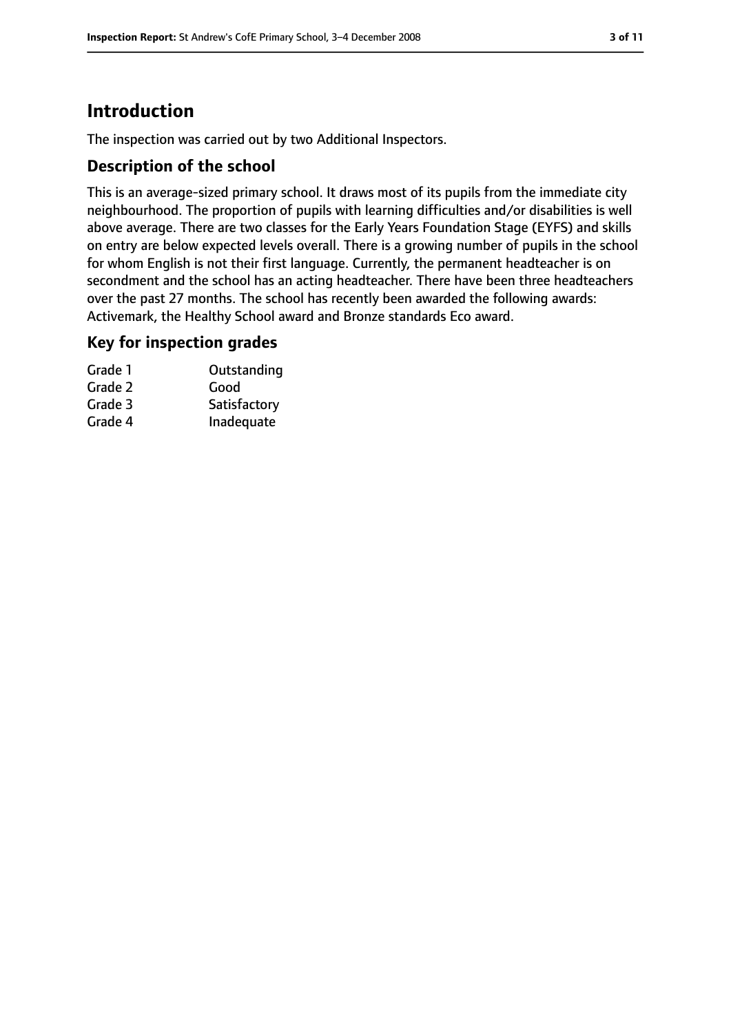# Introduction

The inspection was carried out by two Additional Inspectors.

## Description of the school

This is an average-sized primary school. It draws most of its pupils from the immediate city neighbourhood. The proportion of pupils with learning difficulties and/or disabilities is well above average. There are two classes for the Early Years Foundation Stage (EYFS) and skills on entry are below expected levels overall. There is a growing number of pupils in the school for whom English is not their first language. Currently, the permanent headteacher is on secondment and the school has an acting headteacher. There have been three headteachers over the past 27 months. The school has recently been awarded the following awards: Activemark, the Healthy School award and Bronze standards Eco award.

## Key for inspection grades

| | |
|---|---|
| Grade 1 | Outstanding |
| Grade 2 | Good |
| Grade 3 | Satisfactory |
| Grade 4 | Inadequate |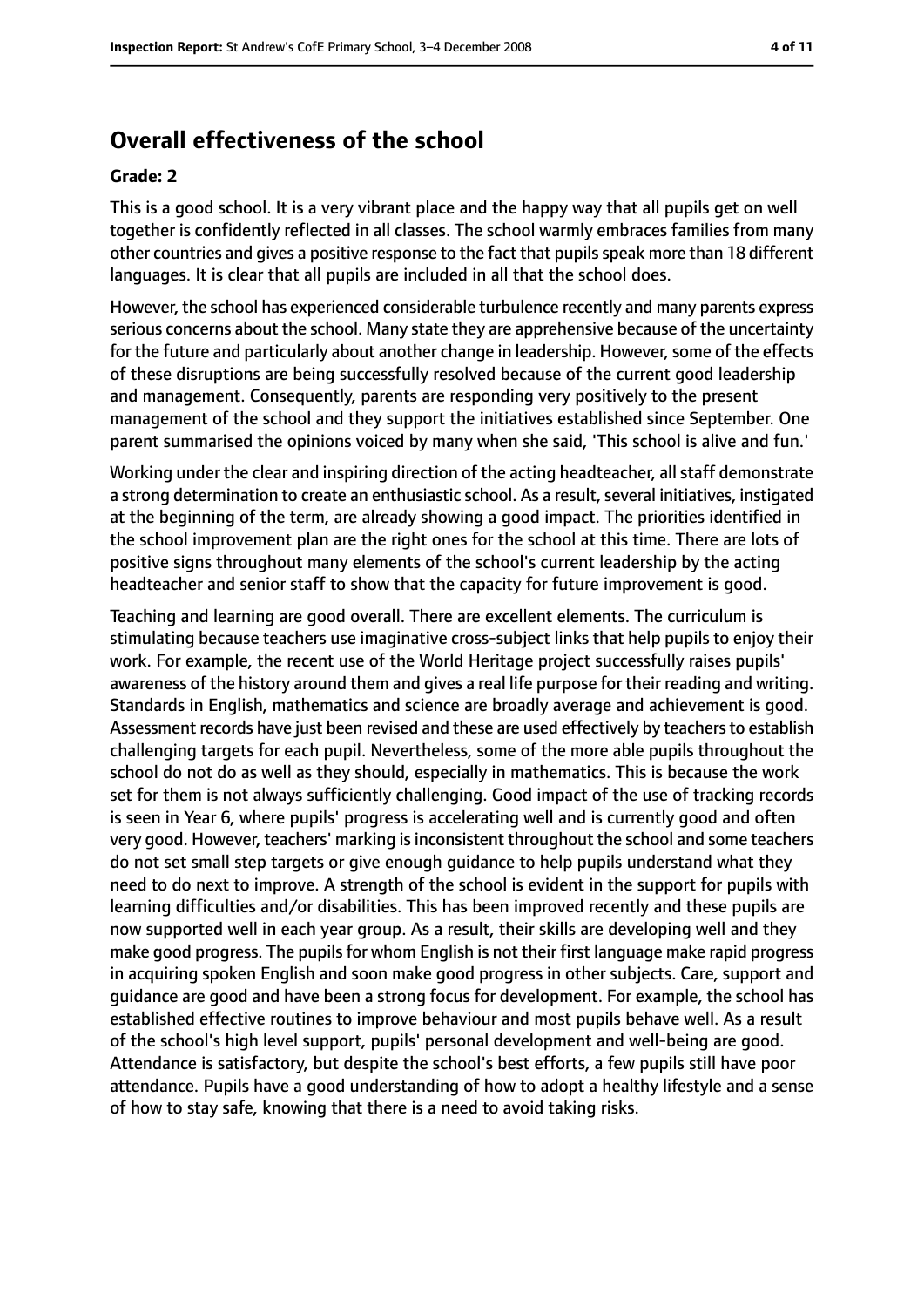## Overall effectiveness of the school

### Grade: 2

This is a good school. It is a very vibrant place and the happy way that all pupils get on well together is confidently reflected in all classes. The school warmly embraces families from many other countries and gives a positive response to the fact that pupils speak more than 18 different languages. It is clear that all pupils are included in all that the school does.

However, the school has experienced considerable turbulence recently and many parents express serious concerns about the school. Many state they are apprehensive because of the uncertainty for the future and particularly about another change in leadership. However, some of the effects of these disruptions are being successfully resolved because of the current good leadership and management. Consequently, parents are responding very positively to the present management of the school and they support the initiatives established since September. One parent summarised the opinions voiced by many when she said, 'This school is alive and fun.'

Working under the clear and inspiring direction of the acting headteacher, all staff demonstrate a strong determination to create an enthusiastic school. As a result, several initiatives, instigated at the beginning of the term, are already showing a good impact. The priorities identified in the school improvement plan are the right ones for the school at this time. There are lots of positive signs throughout many elements of the school's current leadership by the acting headteacher and senior staff to show that the capacity for future improvement is good.

Teaching and learning are good overall. There are excellent elements. The curriculum is stimulating because teachers use imaginative cross-subject links that help pupils to enjoy their work. For example, the recent use of the World Heritage project successfully raises pupils' awareness of the history around them and gives a real life purpose for their reading and writing. Standards in English, mathematics and science are broadly average and achievement is good. Assessment records have just been revised and these are used effectively by teachers to establish challenging targets for each pupil. Nevertheless, some of the more able pupils throughout the school do not do as well as they should, especially in mathematics. This is because the work set for them is not always sufficiently challenging. Good impact of the use of tracking records is seen in Year 6, where pupils' progress is accelerating well and is currently good and often very good. However, teachers' marking is inconsistent throughout the school and some teachers do not set small step targets or give enough guidance to help pupils understand what they need to do next to improve. A strength of the school is evident in the support for pupils with learning difficulties and/or disabilities. This has been improved recently and these pupils are now supported well in each year group. As a result, their skills are developing well and they make good progress. The pupils for whom English is not their first language make rapid progress in acquiring spoken English and soon make good progress in other subjects. Care, support and guidance are good and have been a strong focus for development. For example, the school has established effective routines to improve behaviour and most pupils behave well. As a result of the school's high level support, pupils' personal development and well-being are good. Attendance is satisfactory, but despite the school's best efforts, a few pupils still have poor attendance. Pupils have a good understanding of how to adopt a healthy lifestyle and a sense of how to stay safe, knowing that there is a need to avoid taking risks.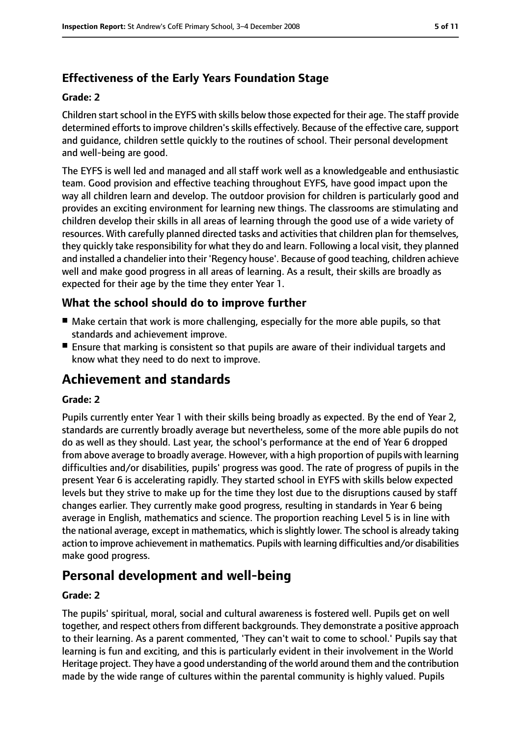### Effectiveness of the Early Years Foundation Stage

#### Grade: 2

Children start school in the EYFS with skills below those expected for their age. The staff provide determined efforts to improve children's skills effectively. Because of the effective care, support and guidance, children settle quickly to the routines of school. Their personal development and well-being are good.

The EYFS is well led and managed and all staff work well as a knowledgeable and enthusiastic team. Good provision and effective teaching throughout EYFS, have good impact upon the way all children learn and develop. The outdoor provision for children is particularly good and provides an exciting environment for learning new things. The classrooms are stimulating and children develop their skills in all areas of learning through the good use of a wide variety of resources. With carefully planned directed tasks and activities that children plan for themselves, they quickly take responsibility for what they do and learn. Following a local visit, they planned and installed a chandelier into their 'Regency house'. Because of good teaching, children achieve well and make good progress in all areas of learning. As a result, their skills are broadly as expected for their age by the time they enter Year 1.

### What the school should do to improve further

- Make certain that work is more challenging, especially for the more able pupils, so that standards and achievement improve.
- Ensure that marking is consistent so that pupils are aware of their individual targets and know what they need to do next to improve.

## Achievement and standards

#### Grade: 2

Pupils currently enter Year 1 with their skills being broadly as expected. By the end of Year 2, standards are currently broadly average but nevertheless, some of the more able pupils do not do as well as they should. Last year, the school's performance at the end of Year 6 dropped from above average to broadly average. However, with a high proportion of pupils with learning difficulties and/or disabilities, pupils' progress was good. The rate of progress of pupils in the present Year 6 is accelerating rapidly. They started school in EYFS with skills below expected levels but they strive to make up for the time they lost due to the disruptions caused by staff changes earlier. They currently make good progress, resulting in standards in Year 6 being average in English, mathematics and science. The proportion reaching Level 5 is in line with the national average, except in mathematics, which is slightly lower. The school is already taking action to improve achievement in mathematics. Pupils with learning difficulties and/or disabilities make good progress.

## Personal development and well-being

#### Grade: 2

The pupils' spiritual, moral, social and cultural awareness is fostered well. Pupils get on well together, and respect others from different backgrounds. They demonstrate a positive approach to their learning. As a parent commented, 'They can't wait to come to school.' Pupils say that learning is fun and exciting, and this is particularly evident in their involvement in the World Heritage project. They have a good understanding of the world around them and the contribution made by the wide range of cultures within the parental community is highly valued. Pupils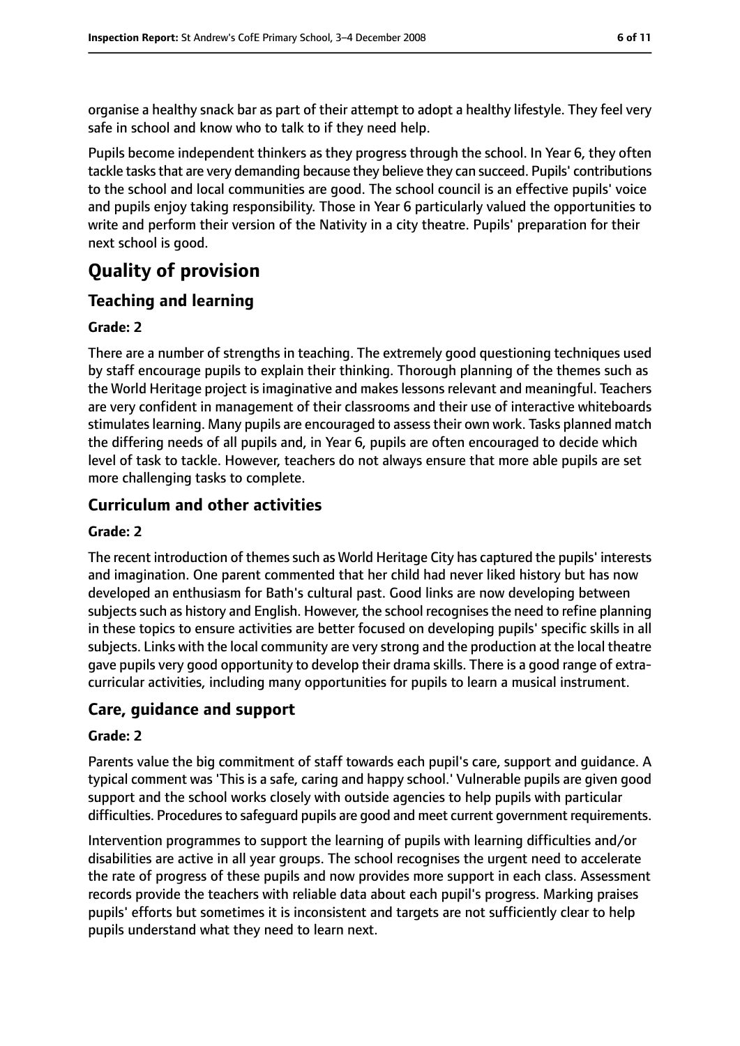organise a healthy snack bar as part of their attempt to adopt a healthy lifestyle. They feel very safe in school and know who to talk to if they need help.

Pupils become independent thinkers as they progress through the school. In Year 6, they often tackle tasks that are very demanding because they believe they can succeed. Pupils' contributions to the school and local communities are good. The school council is an effective pupils' voice and pupils enjoy taking responsibility. Those in Year 6 particularly valued the opportunities to write and perform their version of the Nativity in a city theatre. Pupils' preparation for their next school is good.

# Quality of provision

## Teaching and learning

### Grade: 2

There are a number of strengths in teaching. The extremely good questioning techniques used by staff encourage pupils to explain their thinking. Thorough planning of the themes such as the World Heritage project is imaginative and makes lessons relevant and meaningful. Teachers are very confident in management of their classrooms and their use of interactive whiteboards stimulates learning. Many pupils are encouraged to assess their own work. Tasks planned match the differing needs of all pupils and, in Year 6, pupils are often encouraged to decide which level of task to tackle. However, teachers do not always ensure that more able pupils are set more challenging tasks to complete.

## Curriculum and other activities

### Grade: 2

The recent introduction of themes such as World Heritage City has captured the pupils' interests and imagination. One parent commented that her child had never liked history but has now developed an enthusiasm for Bath's cultural past. Good links are now developing between subjects such as history and English. However, the school recognises the need to refine planning in these topics to ensure activities are better focused on developing pupils' specific skills in all subjects. Links with the local community are very strong and the production at the local theatre gave pupils very good opportunity to develop their drama skills. There is a good range of extra-curricular activities, including many opportunities for pupils to learn a musical instrument.

## Care, guidance and support

### Grade: 2

Parents value the big commitment of staff towards each pupil's care, support and guidance. A typical comment was 'This is a safe, caring and happy school.' Vulnerable pupils are given good support and the school works closely with outside agencies to help pupils with particular difficulties. Procedures to safeguard pupils are good and meet current government requirements.

Intervention programmes to support the learning of pupils with learning difficulties and/or disabilities are active in all year groups. The school recognises the urgent need to accelerate the rate of progress of these pupils and now provides more support in each class. Assessment records provide the teachers with reliable data about each pupil's progress. Marking praises pupils' efforts but sometimes it is inconsistent and targets are not sufficiently clear to help pupils understand what they need to learn next.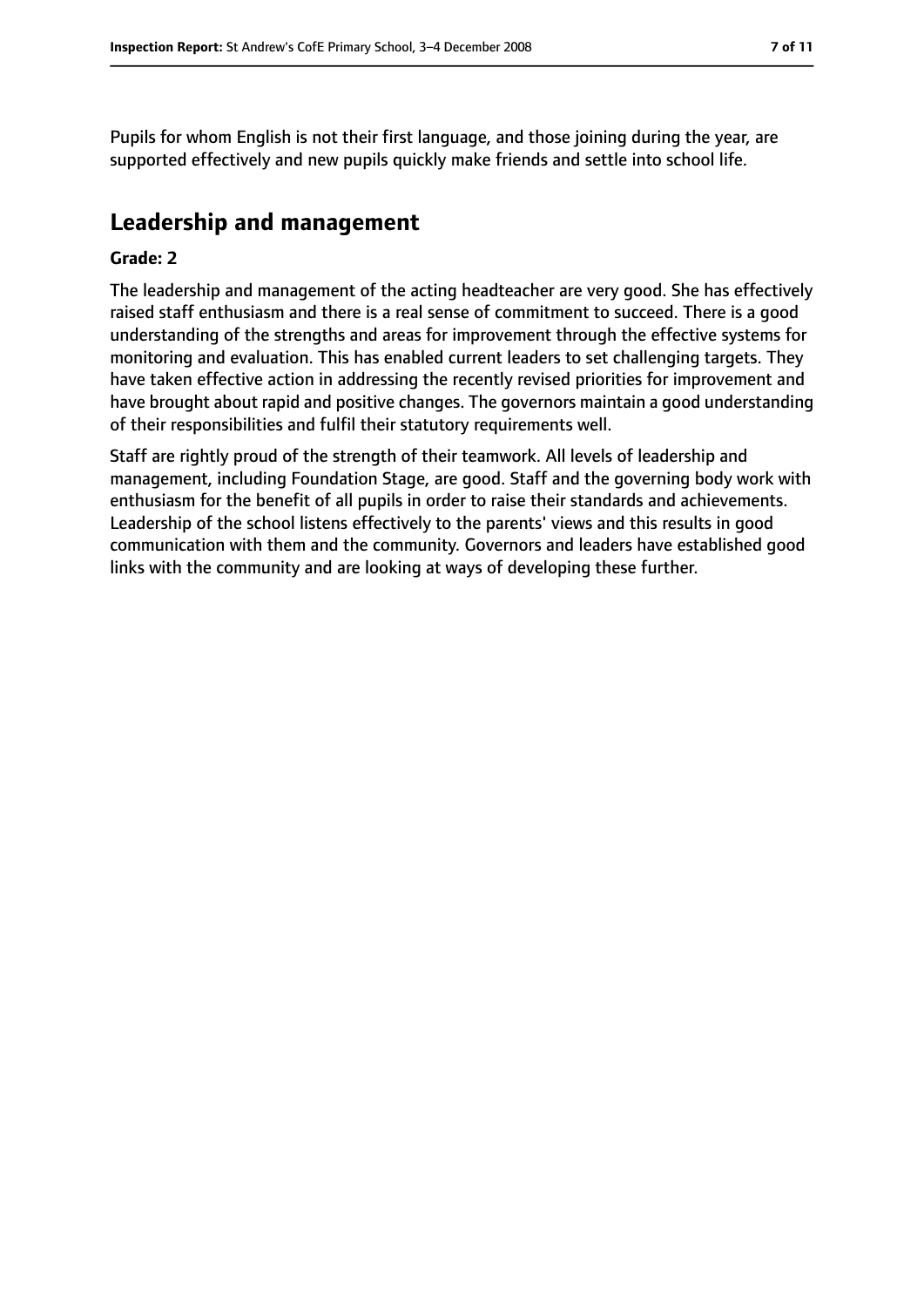Pupils for whom English is not their first language, and those joining during the year, are supported effectively and new pupils quickly make friends and settle into school life.

## Leadership and management

**Grade: 2**

The leadership and management of the acting headteacher are very good. She has effectively raised staff enthusiasm and there is a real sense of commitment to succeed. There is a good understanding of the strengths and areas for improvement through the effective systems for monitoring and evaluation. This has enabled current leaders to set challenging targets. They have taken effective action in addressing the recently revised priorities for improvement and have brought about rapid and positive changes. The governors maintain a good understanding of their responsibilities and fulfil their statutory requirements well.

Staff are rightly proud of the strength of their teamwork. All levels of leadership and management, including Foundation Stage, are good. Staff and the governing body work with enthusiasm for the benefit of all pupils in order to raise their standards and achievements. Leadership of the school listens effectively to the parents' views and this results in good communication with them and the community. Governors and leaders have established good links with the community and are looking at ways of developing these further.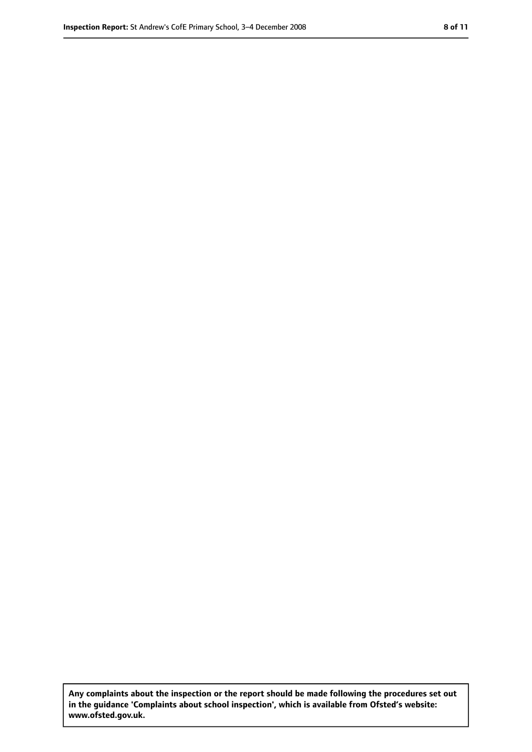**Any complaints about the inspection or the report should be made following the procedures set out in the guidance 'Complaints about school inspection', which is available from Ofsted's website: www.ofsted.gov.uk.**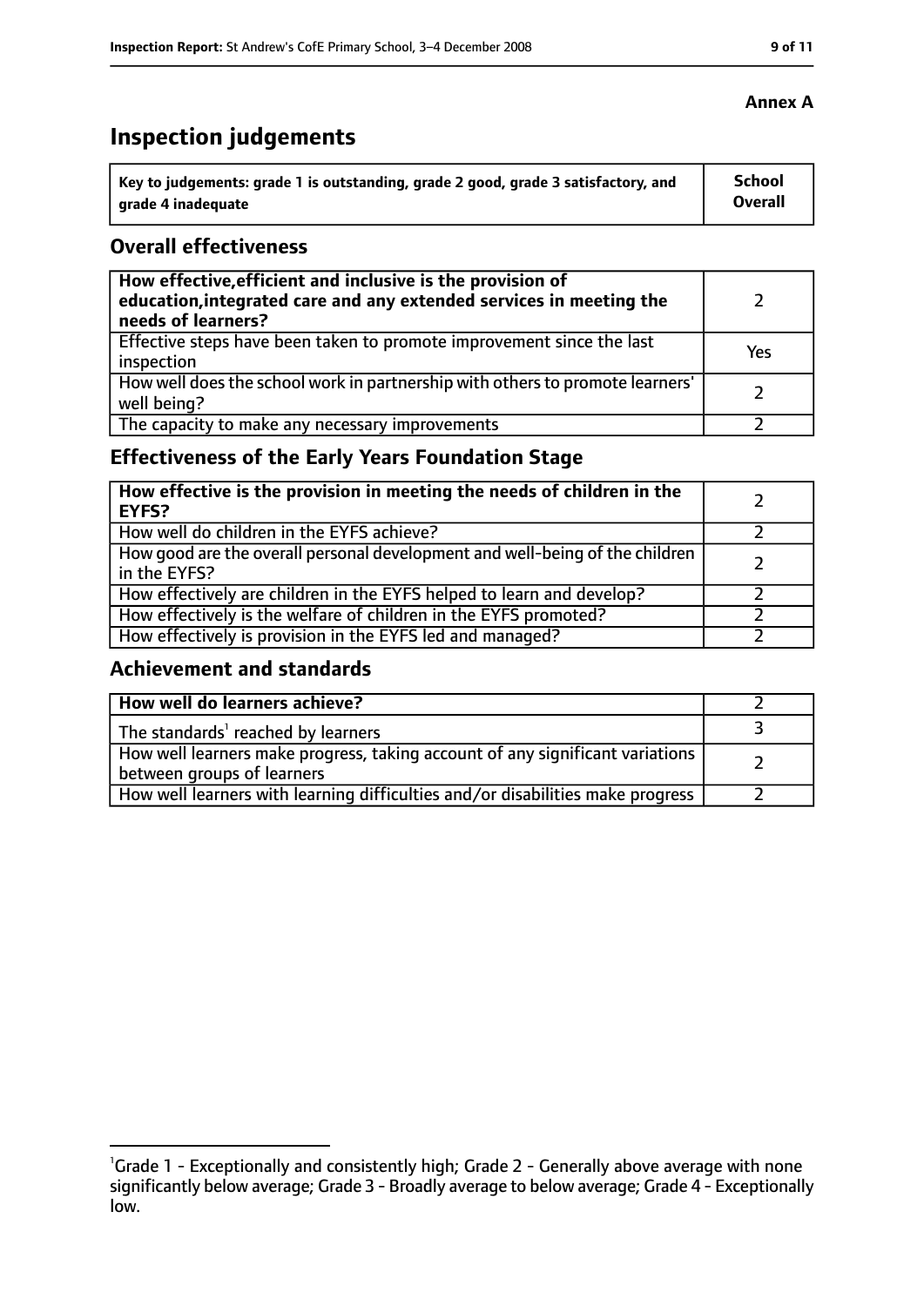**Annex A**

# Inspection judgements

| Key to judgements: grade 1 is outstanding, grade 2 good, grade 3 satisfactory, and grade 4 inadequate | School Overall |
|---|---|

## Overall effectiveness

| | |
|---|---|
| **How effective, efficient and inclusive is the provision of education, integrated care and any extended services in meeting the needs of learners?** | 2 |
| Effective steps have been taken to promote improvement since the last inspection | Yes |
| How well does the school work in partnership with others to promote learners' well being? | 2 |
| The capacity to make any necessary improvements | 2 |

## Effectiveness of the Early Years Foundation Stage

| | |
|---|---|
| **How effective is the provision in meeting the needs of children in the EYFS?** | 2 |
| How well do children in the EYFS achieve? | 2 |
| How good are the overall personal development and well-being of the children in the EYFS? | 2 |
| How effectively are children in the EYFS helped to learn and develop? | 2 |
| How effectively is the welfare of children in the EYFS promoted? | 2 |
| How effectively is provision in the EYFS led and managed? | 2 |

## Achievement and standards

| | |
|---|---|
| **How well do learners achieve?** | 2 |
| The standards[1] reached by learners | 3 |
| How well learners make progress, taking account of any significant variations between groups of learners | 2 |
| How well learners with learning difficulties and/or disabilities make progress | 2 |

[1]Grade 1 - Exceptionally and consistently high; Grade 2 - Generally above average with none significantly below average; Grade 3 - Broadly average to below average; Grade 4 - Exceptionally low.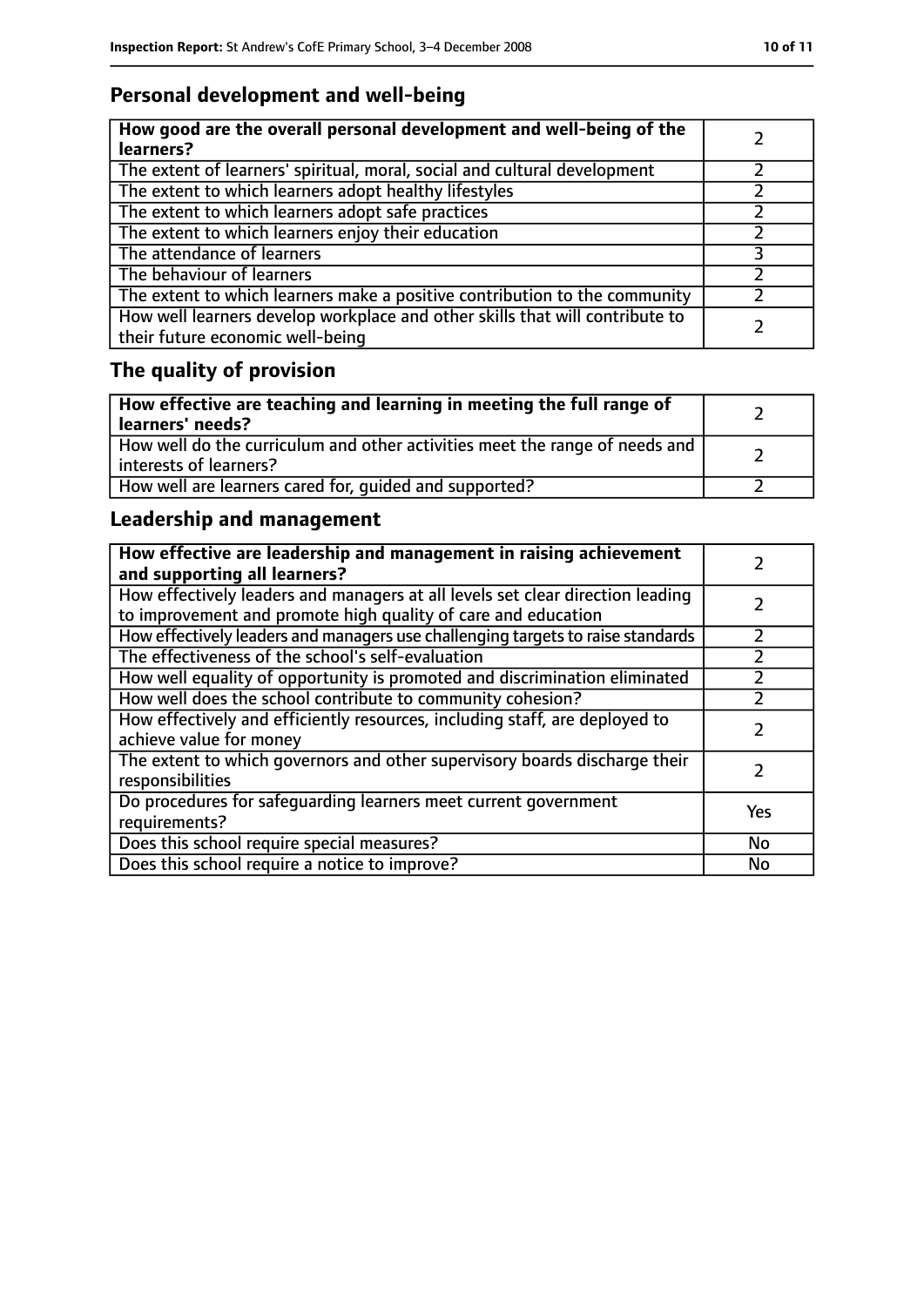## Personal development and well-being

| How good are the overall personal development and well-being of the learners? | 2 |
|---|---|
| The extent of learners' spiritual, moral, social and cultural development | 2 |
| The extent to which learners adopt healthy lifestyles | 2 |
| The extent to which learners adopt safe practices | 2 |
| The extent to which learners enjoy their education | 2 |
| The attendance of learners | 3 |
| The behaviour of learners | 2 |
| The extent to which learners make a positive contribution to the community | 2 |
| How well learners develop workplace and other skills that will contribute to their future economic well-being | 2 |

## The quality of provision

| How effective are teaching and learning in meeting the full range of learners' needs? | 2 |
|---|---|
| How well do the curriculum and other activities meet the range of needs and interests of learners? | 2 |
| How well are learners cared for, guided and supported? | 2 |

## Leadership and management

| How effective are leadership and management in raising achievement and supporting all learners? | 2 |
|---|---|
| How effectively leaders and managers at all levels set clear direction leading to improvement and promote high quality of care and education | 2 |
| How effectively leaders and managers use challenging targets to raise standards | 2 |
| The effectiveness of the school's self-evaluation | 2 |
| How well equality of opportunity is promoted and discrimination eliminated | 2 |
| How well does the school contribute to community cohesion? | 2 |
| How effectively and efficiently resources, including staff, are deployed to achieve value for money | 2 |
| The extent to which governors and other supervisory boards discharge their responsibilities | 2 |
| Do procedures for safeguarding learners meet current government requirements? | Yes |
| Does this school require special measures? | No |
| Does this school require a notice to improve? | No |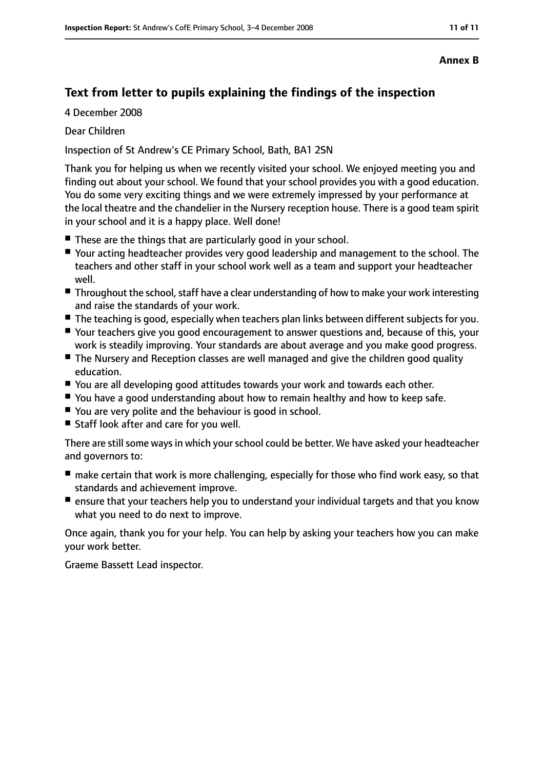**Annex B**

## Text from letter to pupils explaining the findings of the inspection

4 December 2008

Dear Children

Inspection of St Andrew's CE Primary School, Bath, BA1 2SN

Thank you for helping us when we recently visited your school. We enjoyed meeting you and finding out about your school. We found that your school provides you with a good education. You do some very exciting things and we were extremely impressed by your performance at the local theatre and the chandelier in the Nursery reception house. There is a good team spirit in your school and it is a happy place. Well done!

- These are the things that are particularly good in your school.
- Your acting headteacher provides very good leadership and management to the school. The teachers and other staff in your school work well as a team and support your headteacher well.
- Throughout the school, staff have a clear understanding of how to make your work interesting and raise the standards of your work.
- The teaching is good, especially when teachers plan links between different subjects for you.
- Your teachers give you good encouragement to answer questions and, because of this, your work is steadily improving. Your standards are about average and you make good progress.
- The Nursery and Reception classes are well managed and give the children good quality education.
- You are all developing good attitudes towards your work and towards each other.
- You have a good understanding about how to remain healthy and how to keep safe.
- You are very polite and the behaviour is good in school.
- Staff look after and care for you well.

There are still some ways in which your school could be better. We have asked your headteacher and governors to:

- make certain that work is more challenging, especially for those who find work easy, so that standards and achievement improve.
- ensure that your teachers help you to understand your individual targets and that you know what you need to do next to improve.

Once again, thank you for your help. You can help by asking your teachers how you can make your work better.

Graeme Bassett Lead inspector.